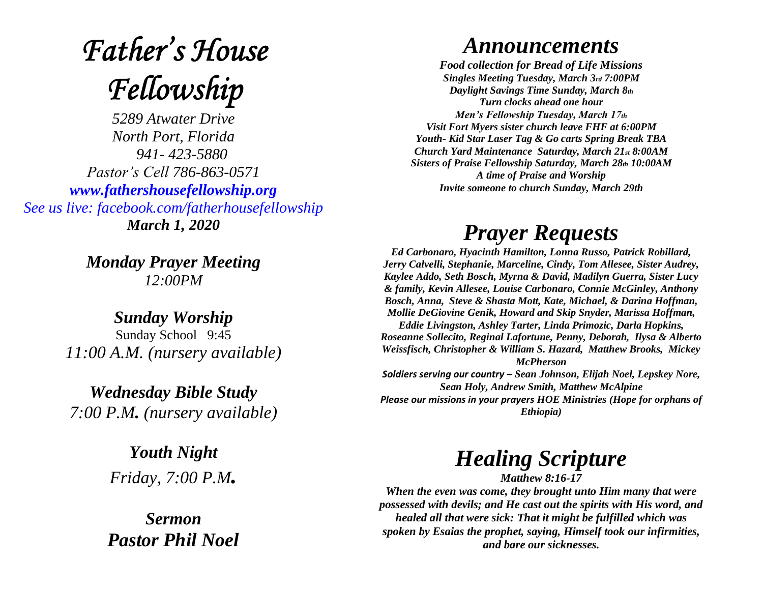# *Father's House Fellowship*

*5289 Atwater Drive*
*North Port, Florida*
*941- 423-5880*
*Pastor's Cell 786-863-0571*
*[www.fathershousefellowship.org](http://www.fathershousefellowship.org)*
*See us live: facebook.com/fatherhousefellowship*
***March 1, 2020***

***Monday Prayer Meeting***
*12:00PM*

***Sunday Worship***
Sunday School 9:45
*11:00 A.M. (nursery available)*

***Wednesday Bible Study***
*7:00 P.M. (nursery available)*

***Youth Night***
*Friday, 7:00 P.M.*

***Sermon***
***Pastor Phil Noel***

# *Announcements*

***Food collection for Bread of Life Missions***
***Singles Meeting Tuesday, March 3rd 7:00PM***
***Daylight Savings Time Sunday, March 8th***
***Turn clocks ahead one hour***
***Men's Fellowship Tuesday, March 17th***
***Visit Fort Myers sister church leave FHF at 6:00PM***
***Youth- Kid Star Laser Tag & Go carts Spring Break TBA***
***Church Yard Maintenance Saturday, March 21st 8:00AM***
***Sisters of Praise Fellowship Saturday, March 28th 10:00AM***
***A time of Praise and Worship***
***Invite someone to church Sunday, March 29th***

# *Prayer Requests*

***Ed Carbonaro, Hyacinth Hamilton, Lonna Russo, Patrick Robillard, Jerry Calvelli, Stephanie, Marceline, Cindy, Tom Allesee, Sister Audrey, Kaylee Addo, Seth Bosch, Myrna & David, Madilyn Guerra, Sister Lucy & family, Kevin Allesee, Louise Carbonaro, Connie McGinley, Anthony Bosch, Anna, Steve & Shasta Mott, Kate, Michael, & Darina Hoffman, Mollie DeGiovine Genik, Howard and Skip Snyder, Marissa Hoffman, Eddie Livingston, Ashley Tarter, Linda Primozic, Darla Hopkins, Roseanne Sollecito, Reginal Lafortune, Penny, Deborah, Ilysa & Alberto Weissfisch, Christopher & William S. Hazard, Matthew Brooks, Mickey McPherson***

***Soldiers serving our country – Sean Johnson, Elijah Noel, Lepskey Nore, Sean Holy, Andrew Smith, Matthew McAlpine***

***Please our missions in your prayers HOE Ministries (Hope for orphans of Ethiopia)***

# *Healing Scripture*

***Matthew 8:16-17***

***When the even was come, they brought unto Him many that were possessed with devils; and He cast out the spirits with His word, and healed all that were sick: That it might be fulfilled which was spoken by Esaias the prophet, saying, Himself took our infirmities, and bare our sicknesses.***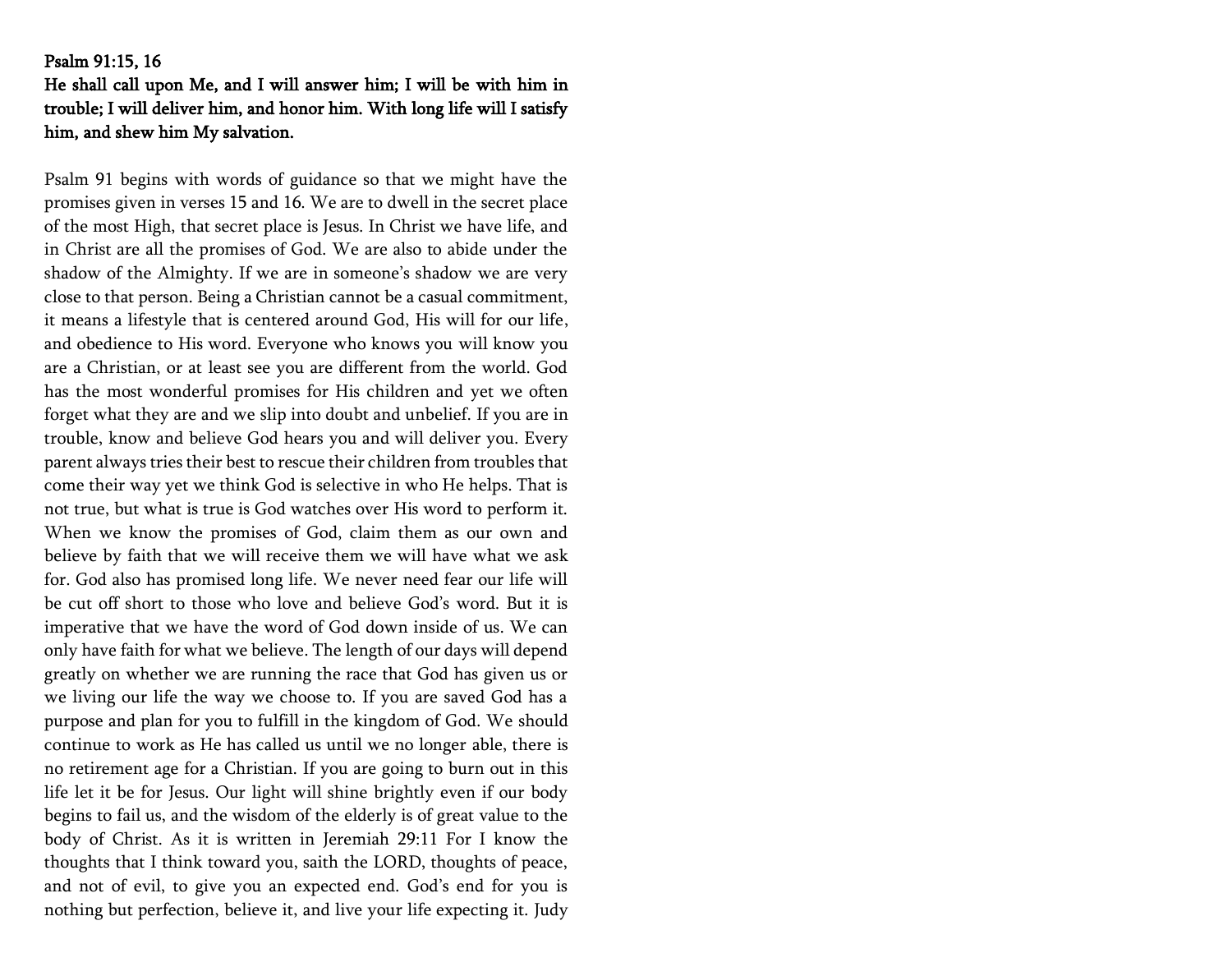**Psalm 91:15, 16**

**He shall call upon Me, and I will answer him; I will be with him in trouble; I will deliver him, and honor him. With long life will I satisfy him, and shew him My salvation.**

Psalm 91 begins with words of guidance so that we might have the promises given in verses 15 and 16. We are to dwell in the secret place of the most High, that secret place is Jesus. In Christ we have life, and in Christ are all the promises of God. We are also to abide under the shadow of the Almighty. If we are in someone's shadow we are very close to that person. Being a Christian cannot be a casual commitment, it means a lifestyle that is centered around God, His will for our life, and obedience to His word. Everyone who knows you will know you are a Christian, or at least see you are different from the world. God has the most wonderful promises for His children and yet we often forget what they are and we slip into doubt and unbelief. If you are in trouble, know and believe God hears you and will deliver you. Every parent always tries their best to rescue their children from troubles that come their way yet we think God is selective in who He helps. That is not true, but what is true is God watches over His word to perform it. When we know the promises of God, claim them as our own and believe by faith that we will receive them we will have what we ask for. God also has promised long life. We never need fear our life will be cut off short to those who love and believe God's word. But it is imperative that we have the word of God down inside of us. We can only have faith for what we believe. The length of our days will depend greatly on whether we are running the race that God has given us or we living our life the way we choose to. If you are saved God has a purpose and plan for you to fulfill in the kingdom of God. We should continue to work as He has called us until we no longer able, there is no retirement age for a Christian. If you are going to burn out in this life let it be for Jesus. Our light will shine brightly even if our body begins to fail us, and the wisdom of the elderly is of great value to the body of Christ. As it is written in Jeremiah 29:11 For I know the thoughts that I think toward you, saith the LORD, thoughts of peace, and not of evil, to give you an expected end. God's end for you is nothing but perfection, believe it, and live your life expecting it. Judy